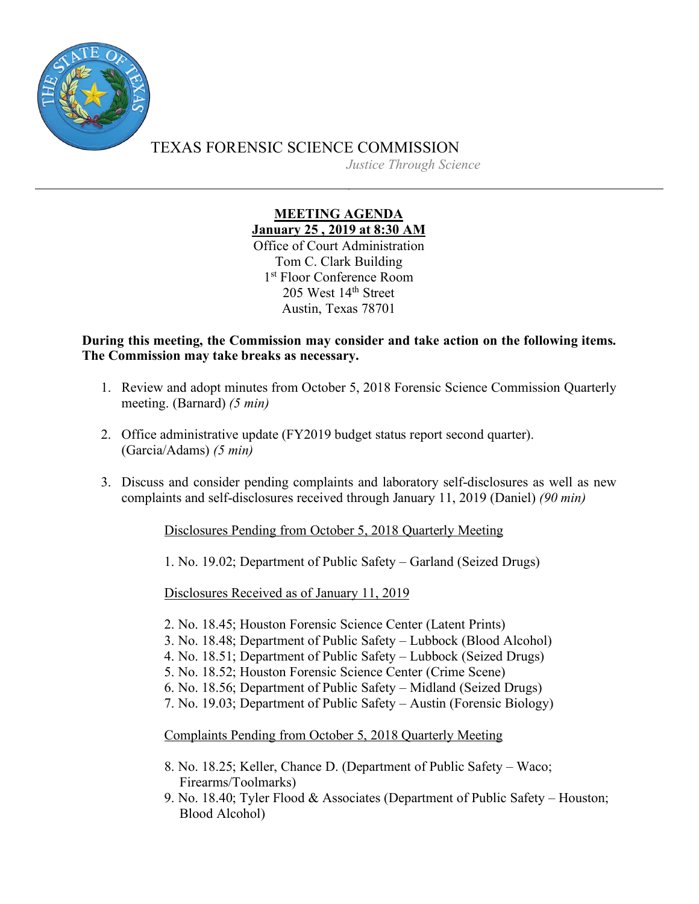TEXAS FORENSIC SCIENCE COMMISSION

*Justice Through Science*

---

**MEETING AGENDA**
**January 25 , 2019 at 8:30 AM**

Office of Court Administration
Tom C. Clark Building
1st Floor Conference Room
205 West 14th Street
Austin, Texas 78701

**During this meeting, the Commission may consider and take action on the following items. The Commission may take breaks as necessary.**

1. Review and adopt minutes from October 5, 2018 Forensic Science Commission Quarterly meeting. (Barnard) *(5 min)*

2. Office administrative update (FY2019 budget status report second quarter). (Garcia/Adams) *(5 min)*

3. Discuss and consider pending complaints and laboratory self-disclosures as well as new complaints and self-disclosures received through January 11, 2019 (Daniel) *(90 min)*

   Disclosures Pending from October 5, 2018 Quarterly Meeting

   1. No. 19.02; Department of Public Safety – Garland (Seized Drugs)

   Disclosures Received as of January 11, 2019

   2. No. 18.45; Houston Forensic Science Center (Latent Prints)
   3. No. 18.48; Department of Public Safety – Lubbock (Blood Alcohol)
   4. No. 18.51; Department of Public Safety – Lubbock (Seized Drugs)
   5. No. 18.52; Houston Forensic Science Center (Crime Scene)
   6. No. 18.56; Department of Public Safety – Midland (Seized Drugs)
   7. No. 19.03; Department of Public Safety – Austin (Forensic Biology)

   Complaints Pending from October 5, 2018 Quarterly Meeting

   8. No. 18.25; Keller, Chance D. (Department of Public Safety – Waco; Firearms/Toolmarks)
   9. No. 18.40; Tyler Flood & Associates (Department of Public Safety – Houston; Blood Alcohol)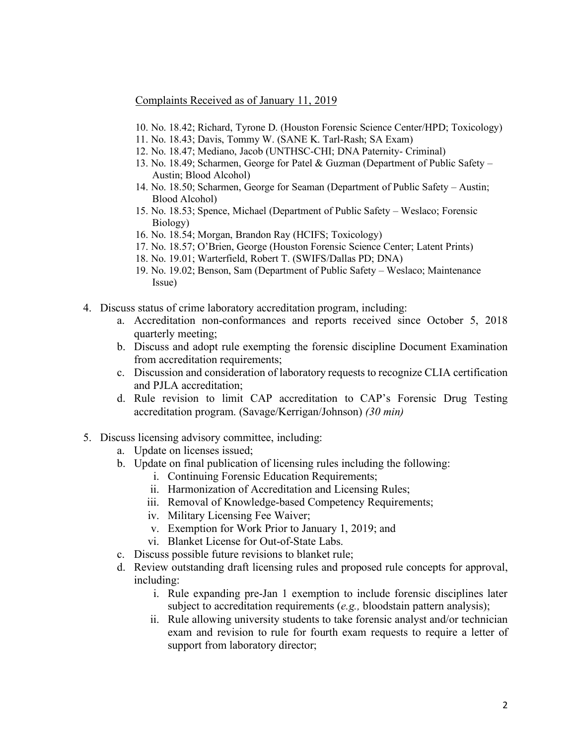Complaints Received as of January 11, 2019

10. No. 18.42; Richard, Tyrone D. (Houston Forensic Science Center/HPD; Toxicology)
11. No. 18.43; Davis, Tommy W. (SANE K. Tarl-Rash; SA Exam)
12. No. 18.47; Mediano, Jacob (UNTHSC-CHI; DNA Paternity- Criminal)
13. No. 18.49; Scharmen, George for Patel & Guzman (Department of Public Safety – Austin; Blood Alcohol)
14. No. 18.50; Scharmen, George for Seaman (Department of Public Safety – Austin; Blood Alcohol)
15. No. 18.53; Spence, Michael (Department of Public Safety – Weslaco; Forensic Biology)
16. No. 18.54; Morgan, Brandon Ray (HCIFS; Toxicology)
17. No. 18.57; O'Brien, George (Houston Forensic Science Center; Latent Prints)
18. No. 19.01; Warterfield, Robert T. (SWIFS/Dallas PD; DNA)
19. No. 19.02; Benson, Sam (Department of Public Safety – Weslaco; Maintenance Issue)

4. Discuss status of crime laboratory accreditation program, including:
   a. Accreditation non-conformances and reports received since October 5, 2018 quarterly meeting;
   b. Discuss and adopt rule exempting the forensic discipline Document Examination from accreditation requirements;
   c. Discussion and consideration of laboratory requests to recognize CLIA certification and PJLA accreditation;
   d. Rule revision to limit CAP accreditation to CAP's Forensic Drug Testing accreditation program. (Savage/Kerrigan/Johnson) *(30 min)*

5. Discuss licensing advisory committee, including:
   a. Update on licenses issued;
   b. Update on final publication of licensing rules including the following:
      i. Continuing Forensic Education Requirements;
      ii. Harmonization of Accreditation and Licensing Rules;
      iii. Removal of Knowledge-based Competency Requirements;
      iv. Military Licensing Fee Waiver;
      v. Exemption for Work Prior to January 1, 2019; and
      vi. Blanket License for Out-of-State Labs.
   c. Discuss possible future revisions to blanket rule;
   d. Review outstanding draft licensing rules and proposed rule concepts for approval, including:
      i. Rule expanding pre-Jan 1 exemption to include forensic disciplines later subject to accreditation requirements (*e.g.,* bloodstain pattern analysis);
      ii. Rule allowing university students to take forensic analyst and/or technician exam and revision to rule for fourth exam requests to require a letter of support from laboratory director;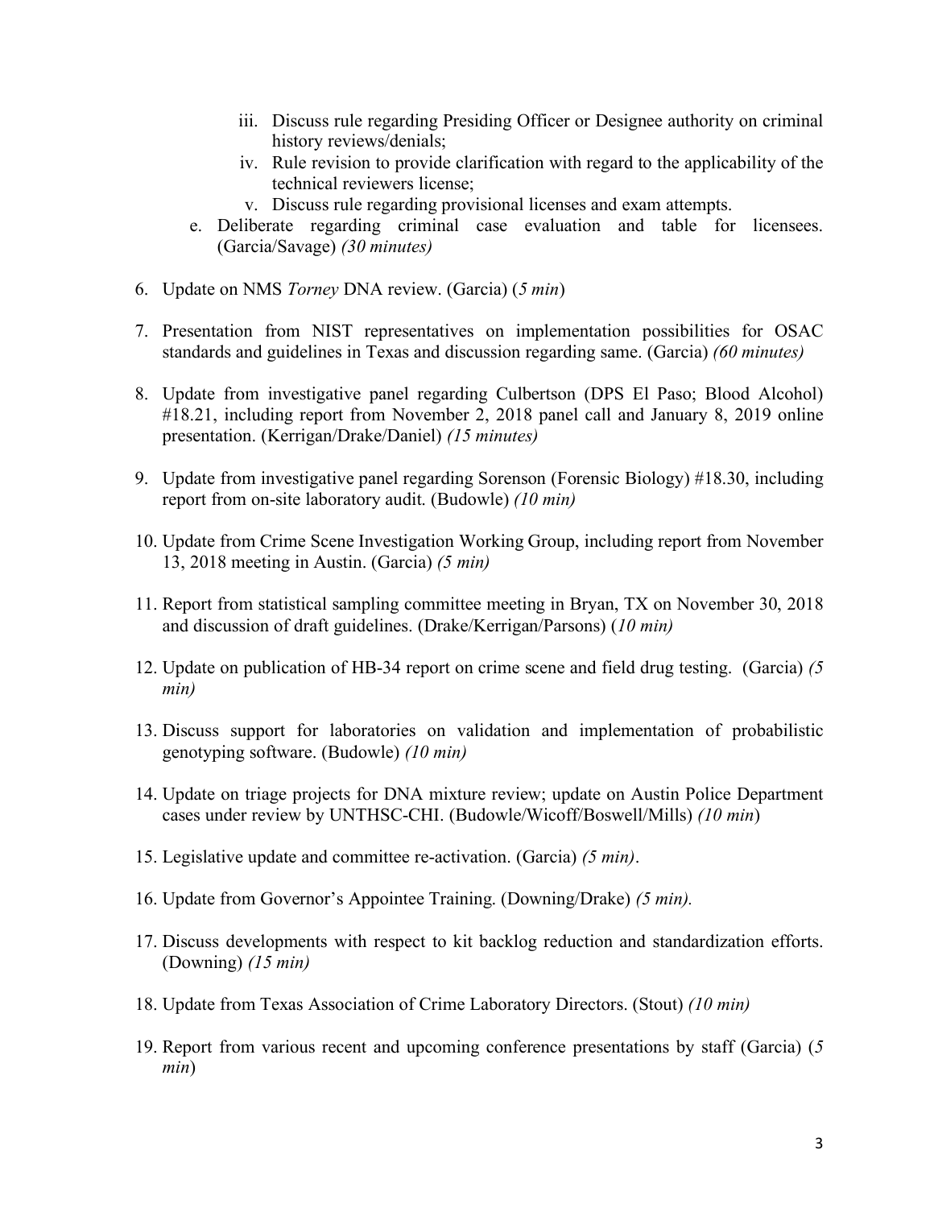iii. Discuss rule regarding Presiding Officer or Designee authority on criminal history reviews/denials;
   iv. Rule revision to provide clarification with regard to the applicability of the technical reviewers license;
   v. Discuss rule regarding provisional licenses and exam attempts.

   e. Deliberate regarding criminal case evaluation and table for licensees. (Garcia/Savage) *(30 minutes)*

6. Update on NMS *Torney* DNA review. (Garcia) (*5 min*)

7. Presentation from NIST representatives on implementation possibilities for OSAC standards and guidelines in Texas and discussion regarding same. (Garcia) *(60 minutes)*

8. Update from investigative panel regarding Culbertson (DPS El Paso; Blood Alcohol) #18.21, including report from November 2, 2018 panel call and January 8, 2019 online presentation. (Kerrigan/Drake/Daniel) *(15 minutes)*

9. Update from investigative panel regarding Sorenson (Forensic Biology) #18.30, including report from on-site laboratory audit. (Budowle) *(10 min)*

10. Update from Crime Scene Investigation Working Group, including report from November 13, 2018 meeting in Austin. (Garcia) *(5 min)*

11. Report from statistical sampling committee meeting in Bryan, TX on November 30, 2018 and discussion of draft guidelines. (Drake/Kerrigan/Parsons) (*10 min)*

12. Update on publication of HB-34 report on crime scene and field drug testing. (Garcia) *(5 min)*

13. Discuss support for laboratories on validation and implementation of probabilistic genotyping software. (Budowle) *(10 min)*

14. Update on triage projects for DNA mixture review; update on Austin Police Department cases under review by UNTHSC-CHI. (Budowle/Wicoff/Boswell/Mills) *(10 min*)

15. Legislative update and committee re-activation. (Garcia) *(5 min)*.

16. Update from Governor's Appointee Training. (Downing/Drake) *(5 min).*

17. Discuss developments with respect to kit backlog reduction and standardization efforts. (Downing) *(15 min)*

18. Update from Texas Association of Crime Laboratory Directors. (Stout) *(10 min)*

19. Report from various recent and upcoming conference presentations by staff (Garcia) (*5 min*)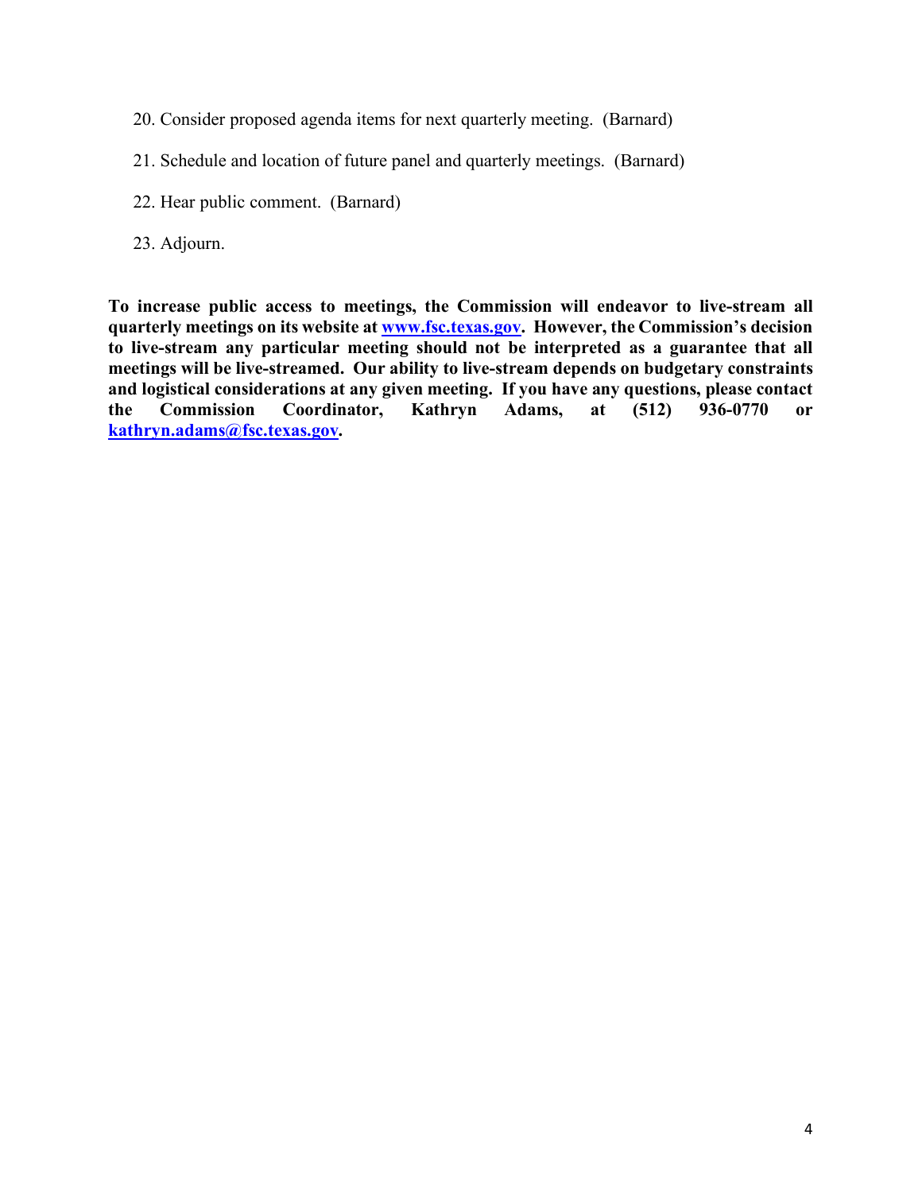20. Consider proposed agenda items for next quarterly meeting. (Barnard)

21. Schedule and location of future panel and quarterly meetings. (Barnard)

22. Hear public comment. (Barnard)

23. Adjourn.

**To increase public access to meetings, the Commission will endeavor to live-stream all quarterly meetings on its website at [www.fsc.texas.gov](http://www.fsc.texas.gov). However, the Commission's decision to live-stream any particular meeting should not be interpreted as a guarantee that all meetings will be live-streamed. Our ability to live-stream depends on budgetary constraints and logistical considerations at any given meeting. If you have any questions, please contact the Commission Coordinator, Kathryn Adams, at (512) 936-0770 or [kathryn.adams@fsc.texas.gov](mailto:kathryn.adams@fsc.texas.gov).**